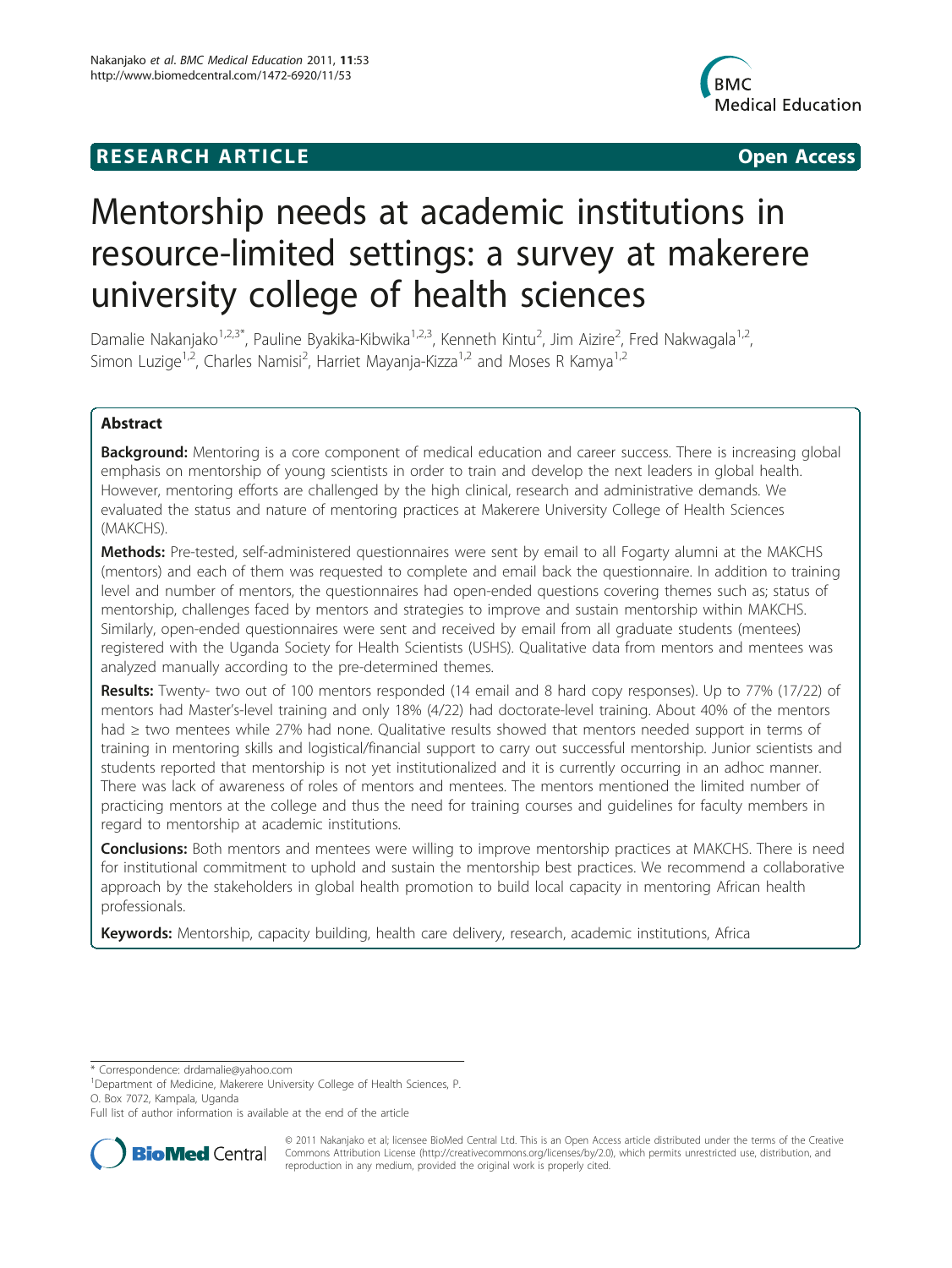**RESEARCH ARTICLE** **Open Access**

# Mentorship needs at academic institutions in resource-limited settings: a survey at makerere university college of health sciences

Damalie Nakanjako[1,2,3*], Pauline Byakika-Kibwika[1,2,3], Kenneth Kintu[2], Jim Aizire[2], Fred Nakwagala[1,2], Simon Luzige[1,2], Charles Namisi[2], Harriet Mayanja-Kizza[1,2] and Moses R Kamya[1,2]

## Abstract

**Background:** Mentoring is a core component of medical education and career success. There is increasing global emphasis on mentorship of young scientists in order to train and develop the next leaders in global health. However, mentoring efforts are challenged by the high clinical, research and administrative demands. We evaluated the status and nature of mentoring practices at Makerere University College of Health Sciences (MAKCHS).

**Methods:** Pre-tested, self-administered questionnaires were sent by email to all Fogarty alumni at the MAKCHS (mentors) and each of them was requested to complete and email back the questionnaire. In addition to training level and number of mentors, the questionnaires had open-ended questions covering themes such as; status of mentorship, challenges faced by mentors and strategies to improve and sustain mentorship within MAKCHS. Similarly, open-ended questionnaires were sent and received by email from all graduate students (mentees) registered with the Uganda Society for Health Scientists (USHS). Qualitative data from mentors and mentees was analyzed manually according to the pre-determined themes.

**Results:** Twenty- two out of 100 mentors responded (14 email and 8 hard copy responses). Up to 77% (17/22) of mentors had Master's-level training and only 18% (4/22) had doctorate-level training. About 40% of the mentors had ≥ two mentees while 27% had none. Qualitative results showed that mentors needed support in terms of training in mentoring skills and logistical/financial support to carry out successful mentorship. Junior scientists and students reported that mentorship is not yet institutionalized and it is currently occurring in an adhoc manner. There was lack of awareness of roles of mentors and mentees. The mentors mentioned the limited number of practicing mentors at the college and thus the need for training courses and guidelines for faculty members in regard to mentorship at academic institutions.

**Conclusions:** Both mentors and mentees were willing to improve mentorship practices at MAKCHS. There is need for institutional commitment to uphold and sustain the mentorship best practices. We recommend a collaborative approach by the stakeholders in global health promotion to build local capacity in mentoring African health professionals.

**Keywords:** Mentorship, capacity building, health care delivery, research, academic institutions, Africa

\* Correspondence: drdamalie@yahoo.com
[1]Department of Medicine, Makerere University College of Health Sciences, P. O. Box 7072, Kampala, Uganda
Full list of author information is available at the end of the article

© 2011 Nakanjako et al; licensee BioMed Central Ltd. This is an Open Access article distributed under the terms of the Creative Commons Attribution License (http://creativecommons.org/licenses/by/2.0), which permits unrestricted use, distribution, and reproduction in any medium, provided the original work is properly cited.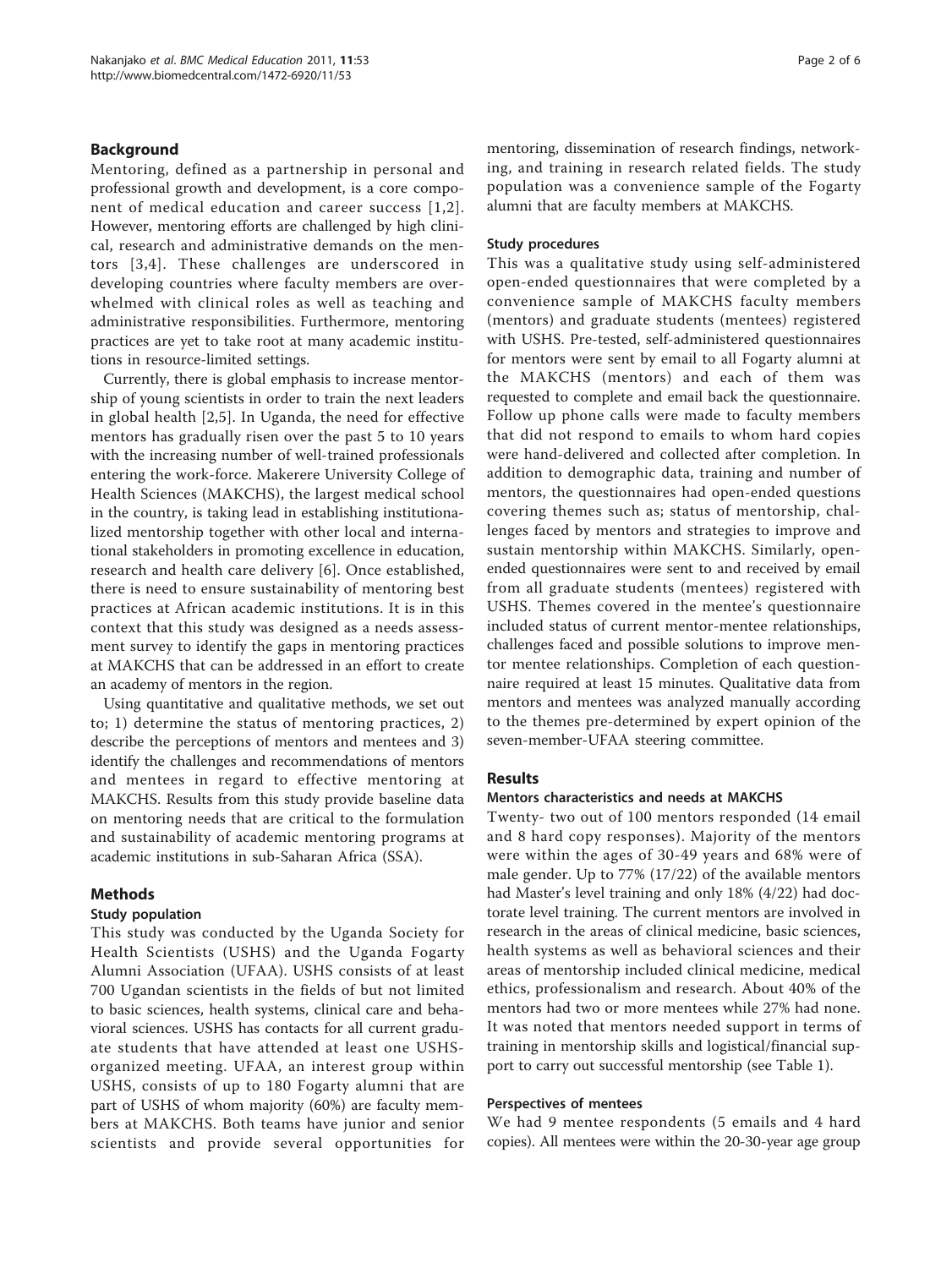## Background

Mentoring, defined as a partnership in personal and professional growth and development, is a core component of medical education and career success [1,2]. However, mentoring efforts are challenged by high clinical, research and administrative demands on the mentors [3,4]. These challenges are underscored in developing countries where faculty members are overwhelmed with clinical roles as well as teaching and administrative responsibilities. Furthermore, mentoring practices are yet to take root at many academic institutions in resource-limited settings.

Currently, there is global emphasis to increase mentorship of young scientists in order to train the next leaders in global health [2,5]. In Uganda, the need for effective mentors has gradually risen over the past 5 to 10 years with the increasing number of well-trained professionals entering the work-force. Makerere University College of Health Sciences (MAKCHS), the largest medical school in the country, is taking lead in establishing institutionalized mentorship together with other local and international stakeholders in promoting excellence in education, research and health care delivery [6]. Once established, there is need to ensure sustainability of mentoring best practices at African academic institutions. It is in this context that this study was designed as a needs assessment survey to identify the gaps in mentoring practices at MAKCHS that can be addressed in an effort to create an academy of mentors in the region.

Using quantitative and qualitative methods, we set out to; 1) determine the status of mentoring practices, 2) describe the perceptions of mentors and mentees and 3) identify the challenges and recommendations of mentors and mentees in regard to effective mentoring at MAKCHS. Results from this study provide baseline data on mentoring needs that are critical to the formulation and sustainability of academic mentoring programs at academic institutions in sub-Saharan Africa (SSA).

## Methods

### Study population

This study was conducted by the Uganda Society for Health Scientists (USHS) and the Uganda Fogarty Alumni Association (UFAA). USHS consists of at least 700 Ugandan scientists in the fields of but not limited to basic sciences, health systems, clinical care and behavioral sciences. USHS has contacts for all current graduate students that have attended at least one USHS-organized meeting. UFAA, an interest group within USHS, consists of up to 180 Fogarty alumni that are part of USHS of whom majority (60%) are faculty members at MAKCHS. Both teams have junior and senior scientists and provide several opportunities for mentoring, dissemination of research findings, networking, and training in research related fields. The study population was a convenience sample of the Fogarty alumni that are faculty members at MAKCHS.

### Study procedures

This was a qualitative study using self-administered open-ended questionnaires that were completed by a convenience sample of MAKCHS faculty members (mentors) and graduate students (mentees) registered with USHS. Pre-tested, self-administered questionnaires for mentors were sent by email to all Fogarty alumni at the MAKCHS (mentors) and each of them was requested to complete and email back the questionnaire. Follow up phone calls were made to faculty members that did not respond to emails to whom hard copies were hand-delivered and collected after completion. In addition to demographic data, training and number of mentors, the questionnaires had open-ended questions covering themes such as; status of mentorship, challenges faced by mentors and strategies to improve and sustain mentorship within MAKCHS. Similarly, open-ended questionnaires were sent to and received by email from all graduate students (mentees) registered with USHS. Themes covered in the mentee's questionnaire included status of current mentor-mentee relationships, challenges faced and possible solutions to improve mentor mentee relationships. Completion of each questionnaire required at least 15 minutes. Qualitative data from mentors and mentees was analyzed manually according to the themes pre-determined by expert opinion of the seven-member-UFAA steering committee.

## Results

### Mentors characteristics and needs at MAKCHS

Twenty- two out of 100 mentors responded (14 email and 8 hard copy responses). Majority of the mentors were within the ages of 30-49 years and 68% were of male gender. Up to 77% (17/22) of the available mentors had Master's level training and only 18% (4/22) had doctorate level training. The current mentors are involved in research in the areas of clinical medicine, basic sciences, health systems as well as behavioral sciences and their areas of mentorship included clinical medicine, medical ethics, professionalism and research. About 40% of the mentors had two or more mentees while 27% had none. It was noted that mentors needed support in terms of training in mentorship skills and logistical/financial support to carry out successful mentorship (see Table 1).

### Perspectives of mentees

We had 9 mentee respondents (5 emails and 4 hard copies). All mentees were within the 20-30-year age group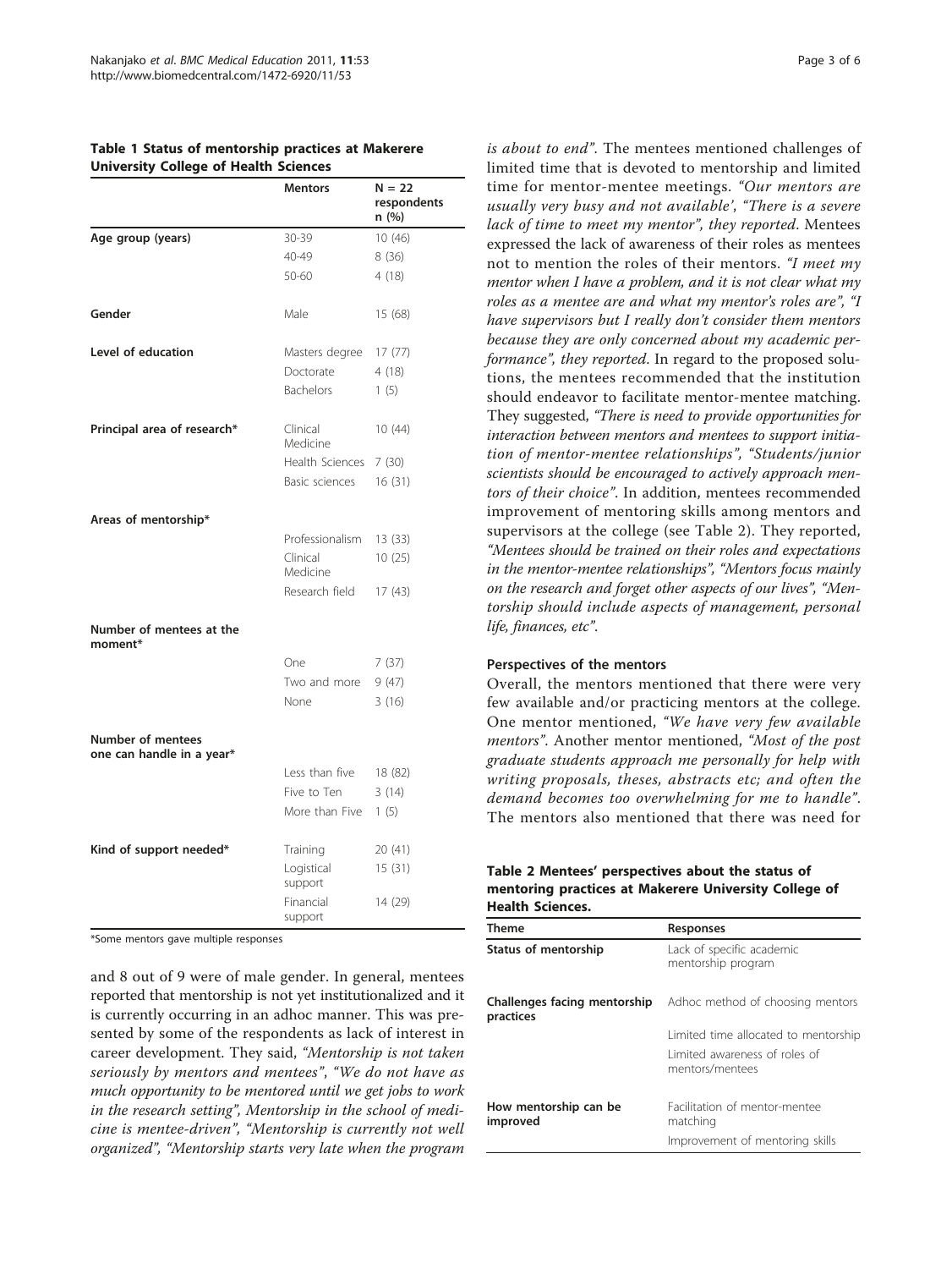**Table 1 Status of mentorship practices at Makerere University College of Health Sciences**

| | Mentors | N = 22 respondents n (%) |
|---|---|---|
| **Age group (years)** | 30-39 | 10 (46) |
| | 40-49 | 8 (36) |
| | 50-60 | 4 (18) |
| **Gender** | Male | 15 (68) |
| **Level of education** | Masters degree | 17 (77) |
| | Doctorate | 4 (18) |
| | Bachelors | 1 (5) |
| **Principal area of research*** | Clinical Medicine | 10 (44) |
| | Health Sciences | 7 (30) |
| | Basic sciences | 16 (31) |
| **Areas of mentorship*** | | |
| | Professionalism | 13 (33) |
| | Clinical Medicine | 10 (25) |
| | Research field | 17 (43) |
| **Number of mentees at the moment*** | | |
| | One | 7 (37) |
| | Two and more | 9 (47) |
| | None | 3 (16) |
| **Number of mentees one can handle in a year*** | | |
| | Less than five | 18 (82) |
| | Five to Ten | 3 (14) |
| | More than Five | 1 (5) |
| **Kind of support needed*** | Training | 20 (41) |
| | Logistical support | 15 (31) |
| | Financial support | 14 (29) |

*Some mentors gave multiple responses

and 8 out of 9 were of male gender. In general, mentees reported that mentorship is not yet institutionalized and it is currently occurring in an adhoc manner. This was presented by some of the respondents as lack of interest in career development. They said, *"Mentorship is not taken seriously by mentors and mentees"*, *"We do not have as much opportunity to be mentored until we get jobs to work in the research setting"*, *Mentorship in the school of medicine is mentee-driven"*, *"Mentorship is currently not well organized"*, *"Mentorship starts very late when the program is about to end"*. The mentees mentioned challenges of limited time that is devoted to mentorship and limited time for mentor-mentee meetings. *"Our mentors are usually very busy and not available'*, *"There is a severe lack of time to meet my mentor"*, they reported. Mentees expressed the lack of awareness of their roles as mentees not to mention the roles of their mentors. *"I meet my mentor when I have a problem, and it is not clear what my roles as a mentee are and what my mentor's roles are"*, *"I have supervisors but I really don't consider them mentors because they are only concerned about my academic performance"*, they reported. In regard to the proposed solutions, the mentees recommended that the institution should endeavor to facilitate mentor-mentee matching. They suggested, *"There is need to provide opportunities for interaction between mentors and mentees to support initiation of mentor-mentee relationships"*, *"Students/junior scientists should be encouraged to actively approach mentors of their choice"*. In addition, mentees recommended improvement of mentoring skills among mentors and supervisors at the college (see Table 2). They reported, *"Mentees should be trained on their roles and expectations in the mentor-mentee relationships"*, *"Mentors focus mainly on the research and forget other aspects of our lives"*, *"Mentorship should include aspects of management, personal life, finances, etc"*.

#### Perspectives of the mentors

Overall, the mentors mentioned that there were very few available and/or practicing mentors at the college. One mentor mentioned, *"We have very few available mentors"*. Another mentor mentioned, *"Most of the post graduate students approach me personally for help with writing proposals, theses, abstracts etc; and often the demand becomes too overwhelming for me to handle"*. The mentors also mentioned that there was need for

**Table 2 Mentees' perspectives about the status of mentoring practices at Makerere University College of Health Sciences.**

| Theme | Responses |
|---|---|
| **Status of mentorship** | Lack of specific academic mentorship program |
| **Challenges facing mentorship practices** | Adhoc method of choosing mentors |
| | Limited time allocated to mentorship |
| | Limited awareness of roles of mentors/mentees |
| **How mentorship can be improved** | Facilitation of mentor-mentee matching |
| | Improvement of mentoring skills |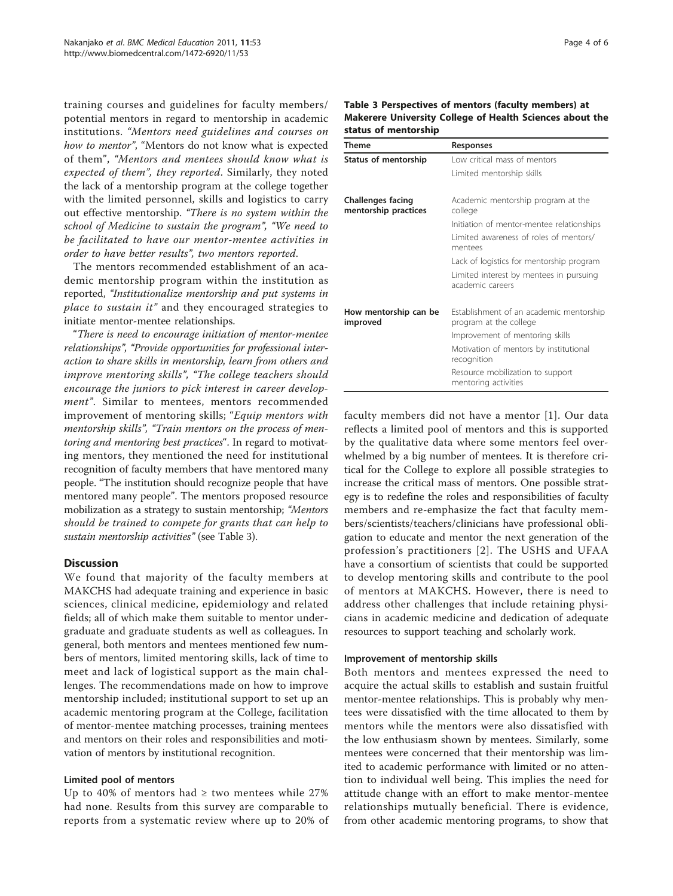training courses and guidelines for faculty members/potential mentors in regard to mentorship in academic institutions. *"Mentors need guidelines and courses on how to mentor"*, "Mentors do not know what is expected of them", *"Mentors and mentees should know what is expected of them", they reported*. Similarly, they noted the lack of a mentorship program at the college together with the limited personnel, skills and logistics to carry out effective mentorship. *"There is no system within the school of Medicine to sustain the program", "We need to be facilitated to have our mentor-mentee activities in order to have better results", two mentors reported.*

The mentors recommended establishment of an academic mentorship program within the institution as reported, *"Institutionalize mentorship and put systems in place to sustain it"* and they encouraged strategies to initiate mentor-mentee relationships.

"*There is need to encourage initiation of mentor-mentee relationships", "Provide opportunities for professional interaction to share skills in mentorship, learn from others and improve mentoring skills", "The college teachers should encourage the juniors to pick interest in career development"*. Similar to mentees, mentors recommended improvement of mentoring skills; "*Equip mentors with mentorship skills", "Train mentors on the process of mentoring and mentoring best practices*". In regard to motivating mentors, they mentioned the need for institutional recognition of faculty members that have mentored many people. "The institution should recognize people that have mentored many people". The mentors proposed resource mobilization as a strategy to sustain mentorship; *"Mentors should be trained to compete for grants that can help to sustain mentorship activities"* (see Table 3).

**Table 3 Perspectives of mentors (faculty members) at Makerere University College of Health Sciences about the status of mentorship**

| Theme | Responses |
|---|---|
| **Status of mentorship** | Low critical mass of mentors |
| | Limited mentorship skills |
| **Challenges facing mentorship practices** | Academic mentorship program at the college |
| | Initiation of mentor-mentee relationships |
| | Limited awareness of roles of mentors/mentees |
| | Lack of logistics for mentorship program |
| | Limited interest by mentees in pursuing academic careers |
| **How mentorship can be improved** | Establishment of an academic mentorship program at the college |
| | Improvement of mentoring skills |
| | Motivation of mentors by institutional recognition |
| | Resource mobilization to support mentoring activities |

## Discussion

We found that majority of the faculty members at MAKCHS had adequate training and experience in basic sciences, clinical medicine, epidemiology and related fields; all of which make them suitable to mentor undergraduate and graduate students as well as colleagues. In general, both mentors and mentees mentioned few numbers of mentors, limited mentoring skills, lack of time to meet and lack of logistical support as the main challenges. The recommendations made on how to improve mentorship included; institutional support to set up an academic mentoring program at the College, facilitation of mentor-mentee matching processes, training mentees and mentors on their roles and responsibilities and motivation of mentors by institutional recognition.

### Limited pool of mentors

Up to 40% of mentors had ≥ two mentees while 27% had none. Results from this survey are comparable to reports from a systematic review where up to 20% of faculty members did not have a mentor [1]. Our data reflects a limited pool of mentors and this is supported by the qualitative data where some mentors feel overwhelmed by a big number of mentees. It is therefore critical for the College to explore all possible strategies to increase the critical mass of mentors. One possible strategy is to redefine the roles and responsibilities of faculty members and re-emphasize the fact that faculty members/scientists/teachers/clinicians have professional obligation to educate and mentor the next generation of the profession's practitioners [2]. The USHS and UFAA have a consortium of scientists that could be supported to develop mentoring skills and contribute to the pool of mentors at MAKCHS. However, there is need to address other challenges that include retaining physicians in academic medicine and dedication of adequate resources to support teaching and scholarly work.

### Improvement of mentorship skills

Both mentors and mentees expressed the need to acquire the actual skills to establish and sustain fruitful mentor-mentee relationships. This is probably why mentees were dissatisfied with the time allocated to them by mentors while the mentors were also dissatisfied with the low enthusiasm shown by mentees. Similarly, some mentees were concerned that their mentorship was limited to academic performance with limited or no attention to individual well being. This implies the need for attitude change with an effort to make mentor-mentee relationships mutually beneficial. There is evidence, from other academic mentoring programs, to show that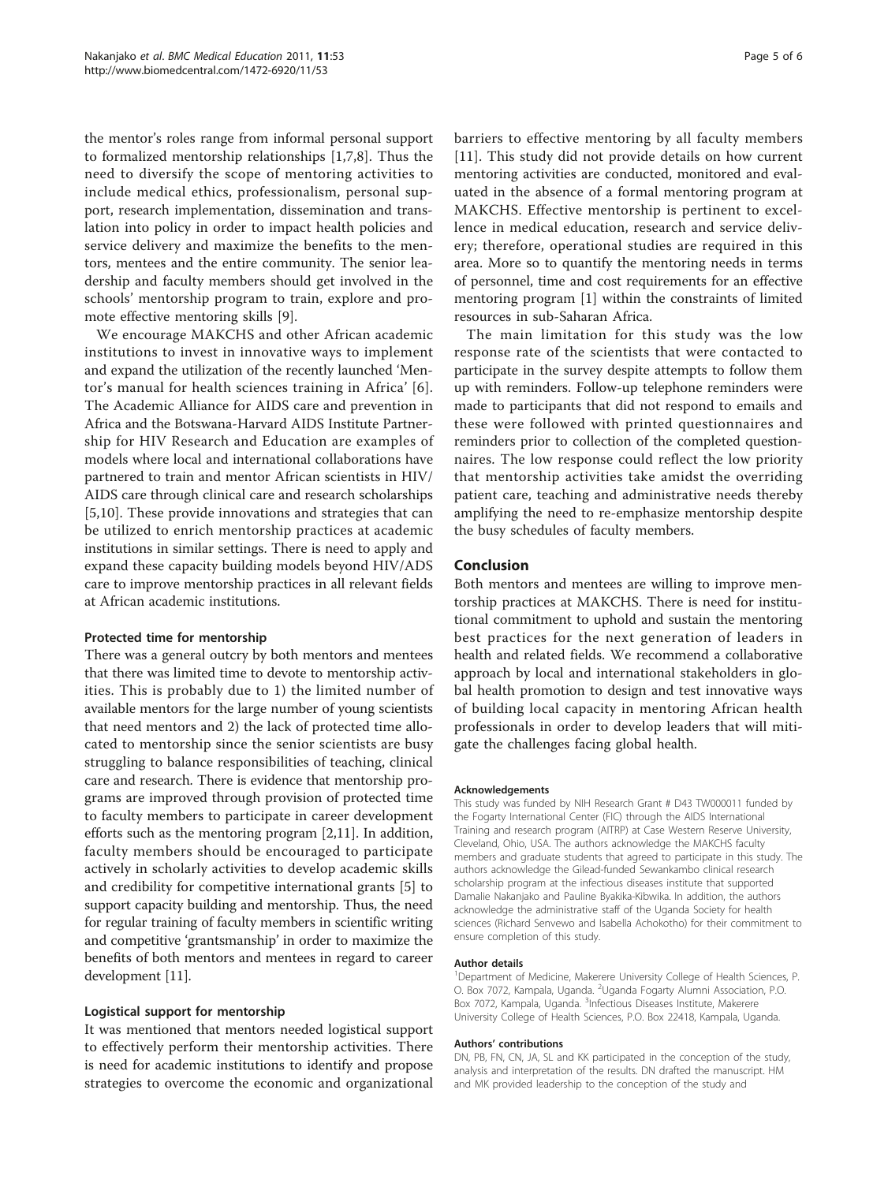the mentor's roles range from informal personal support to formalized mentorship relationships [1,7,8]. Thus the need to diversify the scope of mentoring activities to include medical ethics, professionalism, personal support, research implementation, dissemination and translation into policy in order to impact health policies and service delivery and maximize the benefits to the mentors, mentees and the entire community. The senior leadership and faculty members should get involved in the schools' mentorship program to train, explore and promote effective mentoring skills [9].

We encourage MAKCHS and other African academic institutions to invest in innovative ways to implement and expand the utilization of the recently launched 'Mentor's manual for health sciences training in Africa' [6]. The Academic Alliance for AIDS care and prevention in Africa and the Botswana-Harvard AIDS Institute Partnership for HIV Research and Education are examples of models where local and international collaborations have partnered to train and mentor African scientists in HIV/AIDS care through clinical care and research scholarships [5,10]. These provide innovations and strategies that can be utilized to enrich mentorship practices at academic institutions in similar settings. There is need to apply and expand these capacity building models beyond HIV/ADS care to improve mentorship practices in all relevant fields at African academic institutions.

### Protected time for mentorship

There was a general outcry by both mentors and mentees that there was limited time to devote to mentorship activities. This is probably due to 1) the limited number of available mentors for the large number of young scientists that need mentors and 2) the lack of protected time allocated to mentorship since the senior scientists are busy struggling to balance responsibilities of teaching, clinical care and research. There is evidence that mentorship programs are improved through provision of protected time to faculty members to participate in career development efforts such as the mentoring program [2,11]. In addition, faculty members should be encouraged to participate actively in scholarly activities to develop academic skills and credibility for competitive international grants [5] to support capacity building and mentorship. Thus, the need for regular training of faculty members in scientific writing and competitive 'grantsmanship' in order to maximize the benefits of both mentors and mentees in regard to career development [11].

### Logistical support for mentorship

It was mentioned that mentors needed logistical support to effectively perform their mentorship activities. There is need for academic institutions to identify and propose strategies to overcome the economic and organizational barriers to effective mentoring by all faculty members [11]. This study did not provide details on how current mentoring activities are conducted, monitored and evaluated in the absence of a formal mentoring program at MAKCHS. Effective mentorship is pertinent to excellence in medical education, research and service delivery; therefore, operational studies are required in this area. More so to quantify the mentoring needs in terms of personnel, time and cost requirements for an effective mentoring program [1] within the constraints of limited resources in sub-Saharan Africa.

The main limitation for this study was the low response rate of the scientists that were contacted to participate in the survey despite attempts to follow them up with reminders. Follow-up telephone reminders were made to participants that did not respond to emails and these were followed with printed questionnaires and reminders prior to collection of the completed questionnaires. The low response could reflect the low priority that mentorship activities take amidst the overriding patient care, teaching and administrative needs thereby amplifying the need to re-emphasize mentorship despite the busy schedules of faculty members.

## Conclusion

Both mentors and mentees are willing to improve mentorship practices at MAKCHS. There is need for institutional commitment to uphold and sustain the mentoring best practices for the next generation of leaders in health and related fields. We recommend a collaborative approach by local and international stakeholders in global health promotion to design and test innovative ways of building local capacity in mentoring African health professionals in order to develop leaders that will mitigate the challenges facing global health.

#### Acknowledgements

This study was funded by NIH Research Grant # D43 TW000011 funded by the Fogarty International Center (FIC) through the AIDS International Training and research program (AITRP) at Case Western Reserve University, Cleveland, Ohio, USA. The authors acknowledge the MAKCHS faculty members and graduate students that agreed to participate in this study. The authors acknowledge the Gilead-funded Sewankambo clinical research scholarship program at the infectious diseases institute that supported Damalie Nakanjako and Pauline Byakika-Kibwika. In addition, the authors acknowledge the administrative staff of the Uganda Society for health sciences (Richard Senvewo and Isabella Achokotho) for their commitment to ensure completion of this study.

#### Author details

[1]Department of Medicine, Makerere University College of Health Sciences, P. O. Box 7072, Kampala, Uganda. [2]Uganda Fogarty Alumni Association, P.O. Box 7072, Kampala, Uganda. [3]Infectious Diseases Institute, Makerere University College of Health Sciences, P.O. Box 22418, Kampala, Uganda.

#### Authors' contributions

DN, PB, FN, CN, JA, SL and KK participated in the conception of the study, analysis and interpretation of the results. DN drafted the manuscript. HM and MK provided leadership to the conception of the study and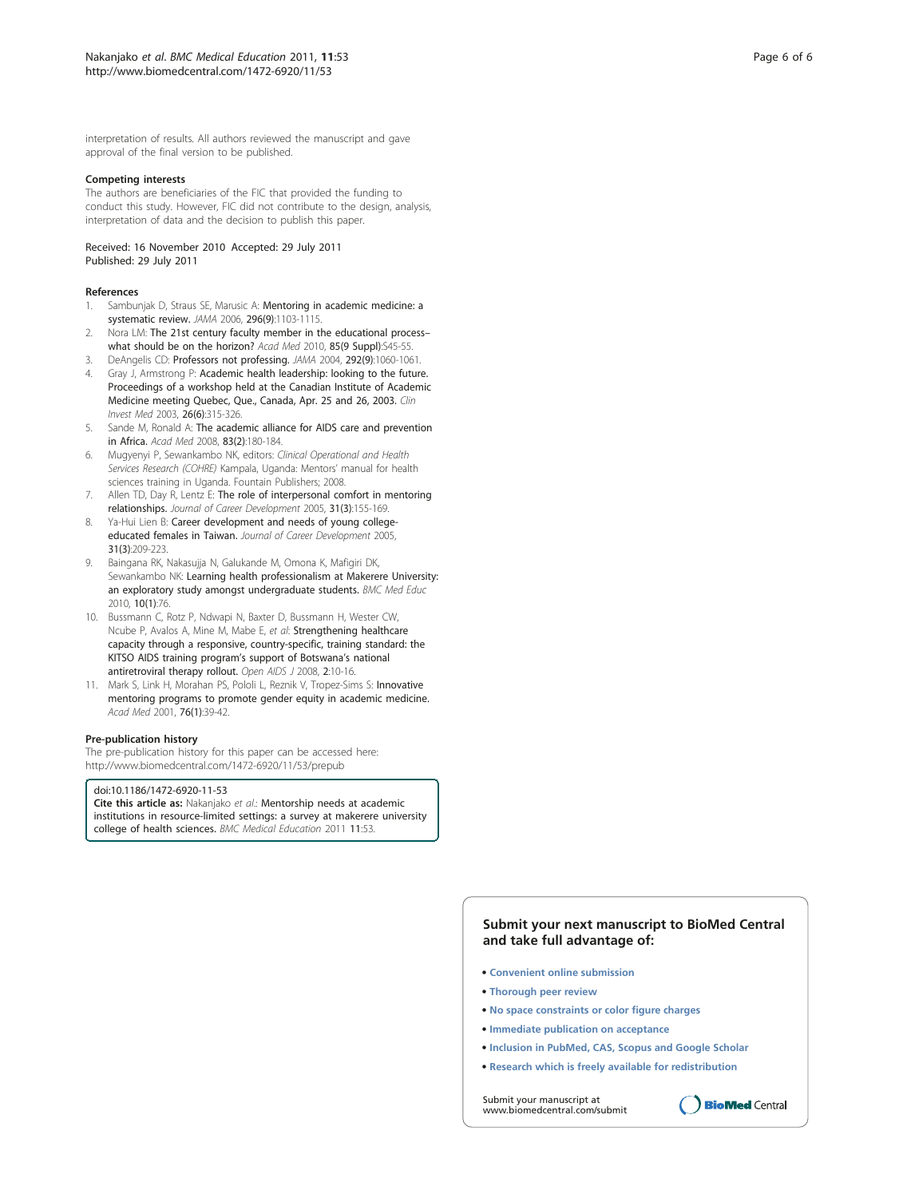interpretation of results. All authors reviewed the manuscript and gave approval of the final version to be published.

#### Competing interests

The authors are beneficiaries of the FIC that provided the funding to conduct this study. However, FIC did not contribute to the design, analysis, interpretation of data and the decision to publish this paper.

Received: 16 November 2010 Accepted: 29 July 2011
Published: 29 July 2011

#### References

1. Sambunjak D, Straus SE, Marusic A: **Mentoring in academic medicine: a systematic review.** *JAMA* 2006, **296(9)**:1103-1115.
2. Nora LM: **The 21st century faculty member in the educational process–what should be on the horizon?** *Acad Med* 2010, **85(9 Suppl)**:S45-55.
3. DeAngelis CD: **Professors not professing.** *JAMA* 2004, **292(9)**:1060-1061.
4. Gray J, Armstrong P: **Academic health leadership: looking to the future. Proceedings of a workshop held at the Canadian Institute of Academic Medicine meeting Quebec, Que., Canada, Apr. 25 and 26, 2003.** *Clin Invest Med* 2003, **26(6)**:315-326.
5. Sande M, Ronald A: **The academic alliance for AIDS care and prevention in Africa.** *Acad Med* 2008, **83(2)**:180-184.
6. Mugyenyi P, Sewankambo NK, editors: *Clinical Operational and Health Services Research (COHRE)* Kampala, Uganda: Mentors' manual for health sciences training in Uganda. Fountain Publishers; 2008.
7. Allen TD, Day R, Lentz E: **The role of interpersonal comfort in mentoring relationships.** *Journal of Career Development* 2005, **31(3)**:155-169.
8. Ya-Hui Lien B: **Career development and needs of young college-educated females in Taiwan.** *Journal of Career Development* 2005, **31(3)**:209-223.
9. Baingana RK, Nakasujja N, Galukande M, Omona K, Mafigiri DK, Sewankambo NK: **Learning health professionalism at Makerere University: an exploratory study amongst undergraduate students.** *BMC Med Educ* 2010, **10(1)**:76.
10. Bussmann C, Rotz P, Ndwapi N, Baxter D, Bussmann H, Wester CW, Ncube P, Avalos A, Mine M, Mabe E, *et al*: **Strengthening healthcare capacity through a responsive, country-specific, training standard: the KITSO AIDS training program's support of Botswana's national antiretroviral therapy rollout.** *Open AIDS J* 2008, **2**:10-16.
11. Mark S, Link H, Morahan PS, Pololi L, Reznik V, Tropez-Sims S: **Innovative mentoring programs to promote gender equity in academic medicine.** *Acad Med* 2001, **76(1)**:39-42.

#### Pre-publication history

The pre-publication history for this paper can be accessed here:
http://www.biomedcentral.com/1472-6920/11/53/prepub

doi:10.1186/1472-6920-11-53
**Cite this article as:** Nakanjako *et al.*: Mentorship needs at academic institutions in resource-limited settings: a survey at makerere university college of health sciences. *BMC Medical Education* 2011 **11**:53.

**Submit your next manuscript to BioMed Central and take full advantage of:**

- **Convenient online submission**
- **Thorough peer review**
- **No space constraints or color figure charges**
- **Immediate publication on acceptance**
- **Inclusion in PubMed, CAS, Scopus and Google Scholar**
- **Research which is freely available for redistribution**

Submit your manuscript at
www.biomedcentral.com/submit

BioMed Central